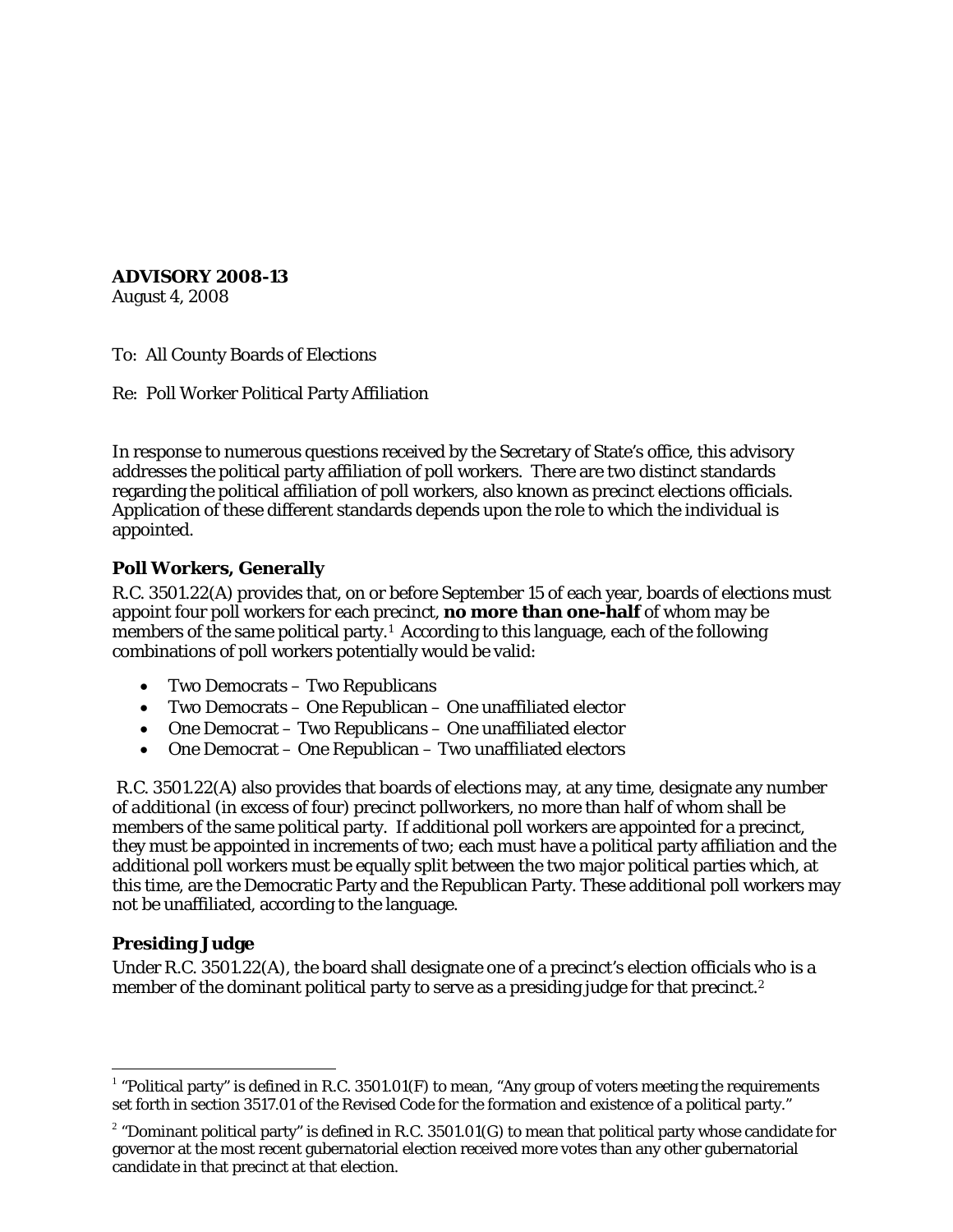**ADVISORY 2008-13**
August 4, 2008

To: All County Boards of Elections

Re: Poll Worker Political Party Affiliation

In response to numerous questions received by the Secretary of State's office, this advisory addresses the political party affiliation of poll workers. There are two distinct standards regarding the political affiliation of poll workers, also known as precinct elections officials. Application of these different standards depends upon the role to which the individual is appointed.

### Poll Workers, Generally

R.C. 3501.22(A) provides that, on or before September 15 of each year, boards of elections must appoint four poll workers for each precinct, **no more than one-half** of whom may be members of the same political party.[1] According to this language, each of the following combinations of poll workers potentially would be valid:

- Two Democrats – Two Republicans
- Two Democrats – One Republican – One unaffiliated elector
- One Democrat – Two Republicans – One unaffiliated elector
- One Democrat – One Republican – Two unaffiliated electors

R.C. 3501.22(A) also provides that boards of elections may, at any time, designate any number of *additional* (in excess of four) precinct pollworkers, no more than half of whom shall be members of the same political party. If additional poll workers are appointed for a precinct, they must be appointed in increments of two; each must have a political party affiliation and the additional poll workers must be equally split between the two major political parties which, at this time, are the Democratic Party and the Republican Party. These additional poll workers may not be unaffiliated, according to the language.

### Presiding Judge

Under R.C. 3501.22(A), the board shall designate one of a precinct's election officials who is a member of the dominant political party to serve as a presiding judge for that precinct.[2]

---

[1] "Political party" is defined in R.C. 3501.01(F) to mean, "Any group of voters meeting the requirements set forth in section 3517.01 of the Revised Code for the formation and existence of a political party."

[2] "Dominant political party" is defined in R.C. 3501.01(G) to mean that political party whose candidate for governor at the most recent gubernatorial election received more votes than any other gubernatorial candidate in that precinct at that election.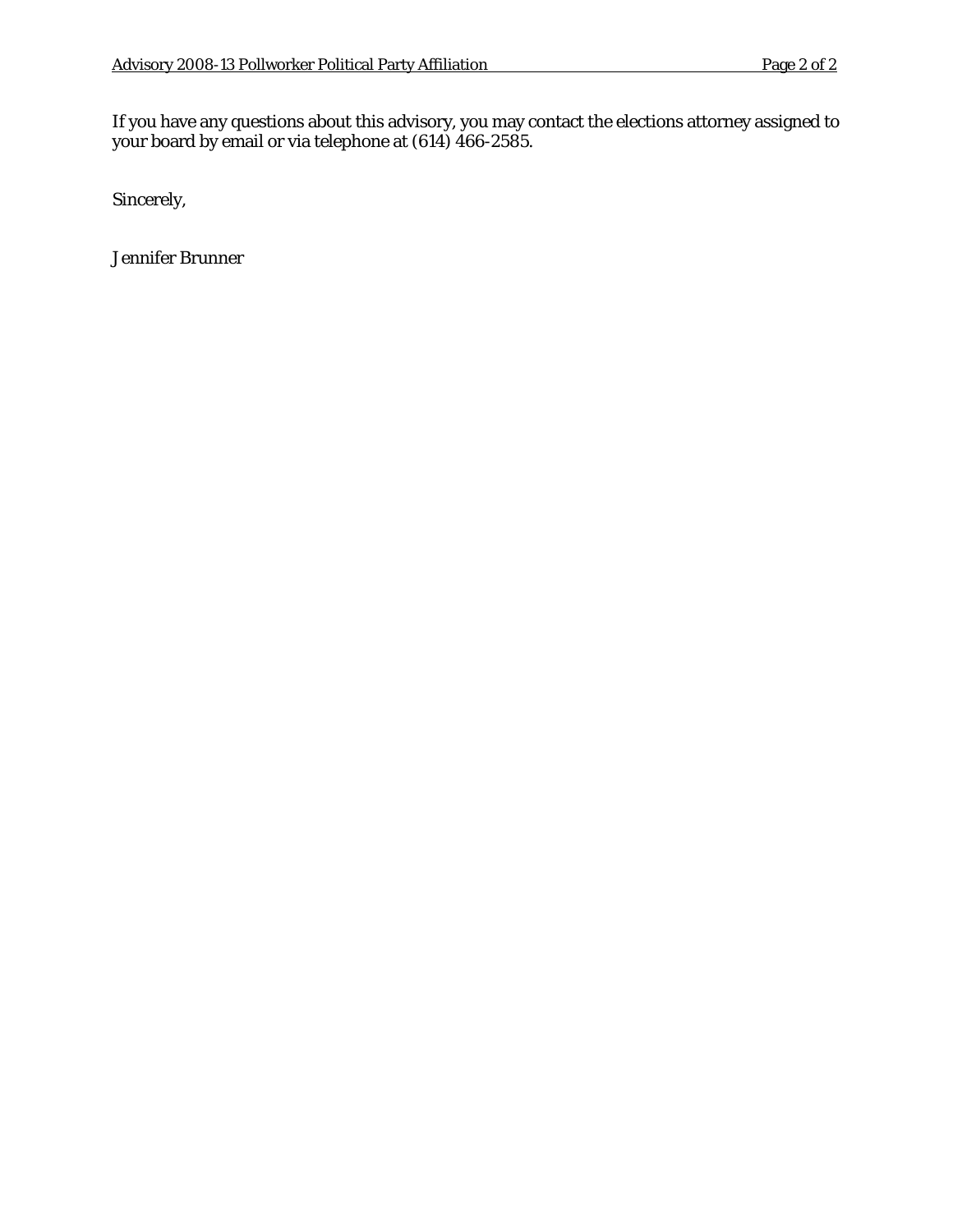If you have any questions about this advisory, you may contact the elections attorney assigned to your board by email or via telephone at (614) 466-2585.

Sincerely,

Jennifer Brunner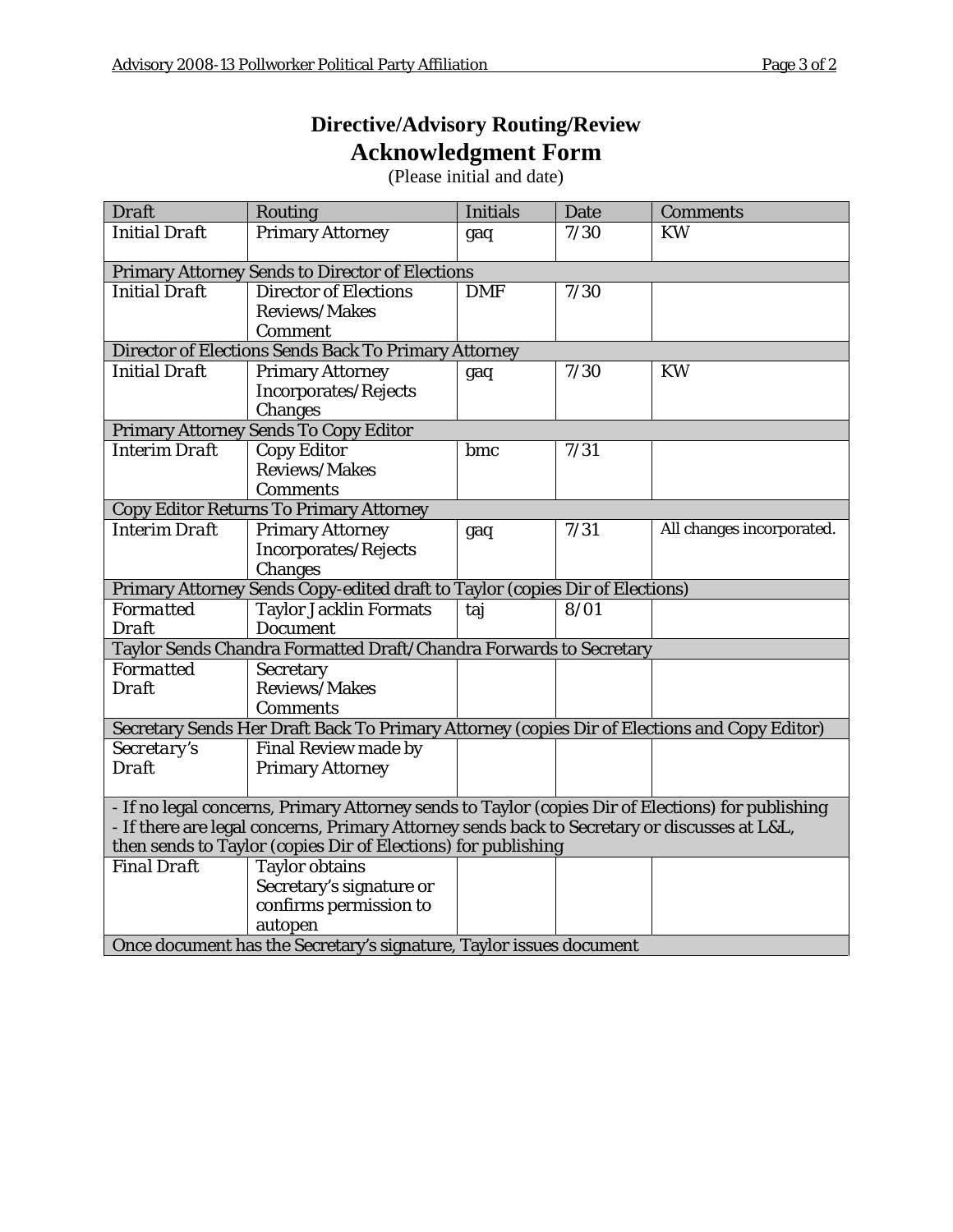## Directive/Advisory Routing/Review

# Acknowledgment Form

(Please initial and date)

| Draft | Routing | Initials | Date | Comments |
|---|---|---|---|---|
| Initial Draft | Primary Attorney | gaq | 7/30 | KW |
| Primary Attorney Sends to Director of Elections | | | | |
| Initial Draft | Director of Elections Reviews/Makes Comment | DMF | 7/30 | |
| Director of Elections Sends Back To Primary Attorney | | | | |
| Initial Draft | Primary Attorney Incorporates/Rejects Changes | gaq | 7/30 | KW |
| Primary Attorney Sends To Copy Editor | | | | |
| Interim Draft | Copy Editor Reviews/Makes Comments | bmc | 7/31 | |
| Copy Editor Returns To Primary Attorney | | | | |
| Interim Draft | Primary Attorney Incorporates/Rejects Changes | gaq | 7/31 | All changes incorporated. |
| Primary Attorney Sends Copy-edited draft to Taylor (copies Dir of Elections) | | | | |
| Formatted Draft | Taylor Jacklin Formats Document | taj | 8/01 | |
| Taylor Sends Chandra Formatted Draft/Chandra Forwards to Secretary | | | | |
| Formatted Draft | Secretary Reviews/Makes Comments | | | |
| Secretary Sends Her Draft Back To Primary Attorney (copies Dir of Elections and Copy Editor) | | | | |
| Secretary's Draft | Final Review made by Primary Attorney | | | |
| - If no legal concerns, Primary Attorney sends to Taylor (copies Dir of Elections) for publishing<br>- If there are legal concerns, Primary Attorney sends back to Secretary or discusses at L&L, then sends to Taylor (copies Dir of Elections) for publishing | | | | |
| Final Draft | Taylor obtains Secretary's signature or confirms permission to autopen | | | |
| Once document has the Secretary's signature, Taylor issues document | | | | |